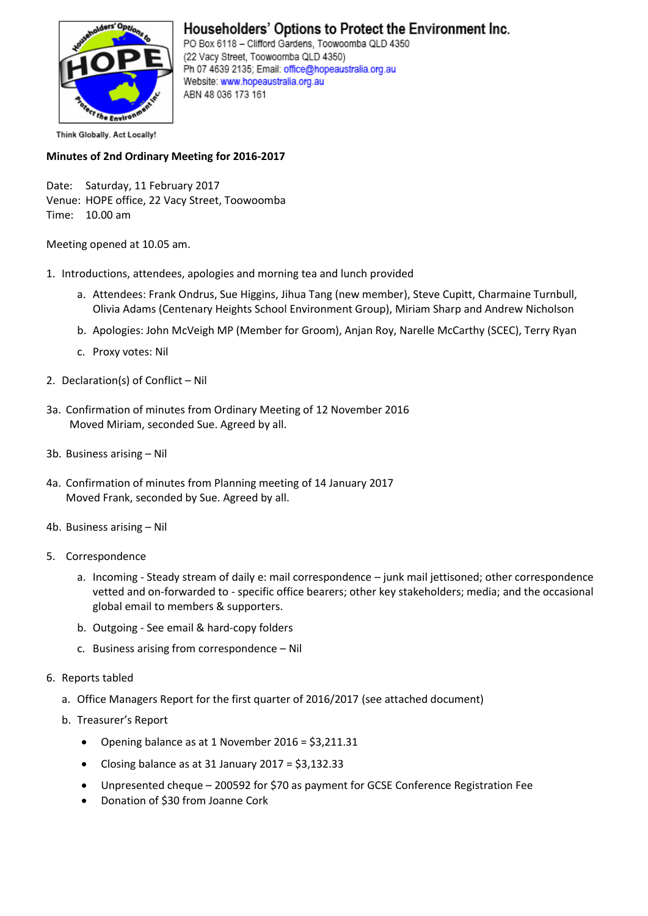**Householders' Options to Protect the Environment Inc.**
PO Box 6118 – Clifford Gardens, Toowoomba QLD 4350
(22 Vacy Street, Toowoomba QLD 4350)
Ph 07 4639 2135; Email: office@hopeaustralia.org.au
Website: www.hopeaustralia.org.au
ABN 48 036 173 161

Think Globally. Act Locally!

**Minutes of 2nd Ordinary Meeting for 2016-2017**

Date: Saturday, 11 February 2017
Venue: HOPE office, 22 Vacy Street, Toowoomba
Time: 10.00 am

Meeting opened at 10.05 am.

1. Introductions, attendees, apologies and morning tea and lunch provided
   a. Attendees: Frank Ondrus, Sue Higgins, Jihua Tang (new member), Steve Cupitt, Charmaine Turnbull, Olivia Adams (Centenary Heights School Environment Group), Miriam Sharp and Andrew Nicholson
   b. Apologies: John McVeigh MP (Member for Groom), Anjan Roy, Narelle McCarthy (SCEC), Terry Ryan
   c. Proxy votes: Nil

2. Declaration(s) of Conflict – Nil

3a. Confirmation of minutes from Ordinary Meeting of 12 November 2016
Moved Miriam, seconded Sue. Agreed by all.

3b. Business arising – Nil

4a. Confirmation of minutes from Planning meeting of 14 January 2017
Moved Frank, seconded by Sue. Agreed by all.

4b. Business arising – Nil

5. Correspondence
   a. Incoming - Steady stream of daily e: mail correspondence – junk mail jettisoned; other correspondence vetted and on-forwarded to - specific office bearers; other key stakeholders; media; and the occasional global email to members & supporters.
   b. Outgoing - See email & hard-copy folders
   c. Business arising from correspondence – Nil

6. Reports tabled
   a. Office Managers Report for the first quarter of 2016/2017 (see attached document)
   b. Treasurer's Report
      - Opening balance as at 1 November 2016 = $3,211.31
      - Closing balance as at 31 January 2017 = $3,132.33
      - Unpresented cheque – 200592 for $70 as payment for GCSE Conference Registration Fee
      - Donation of $30 from Joanne Cork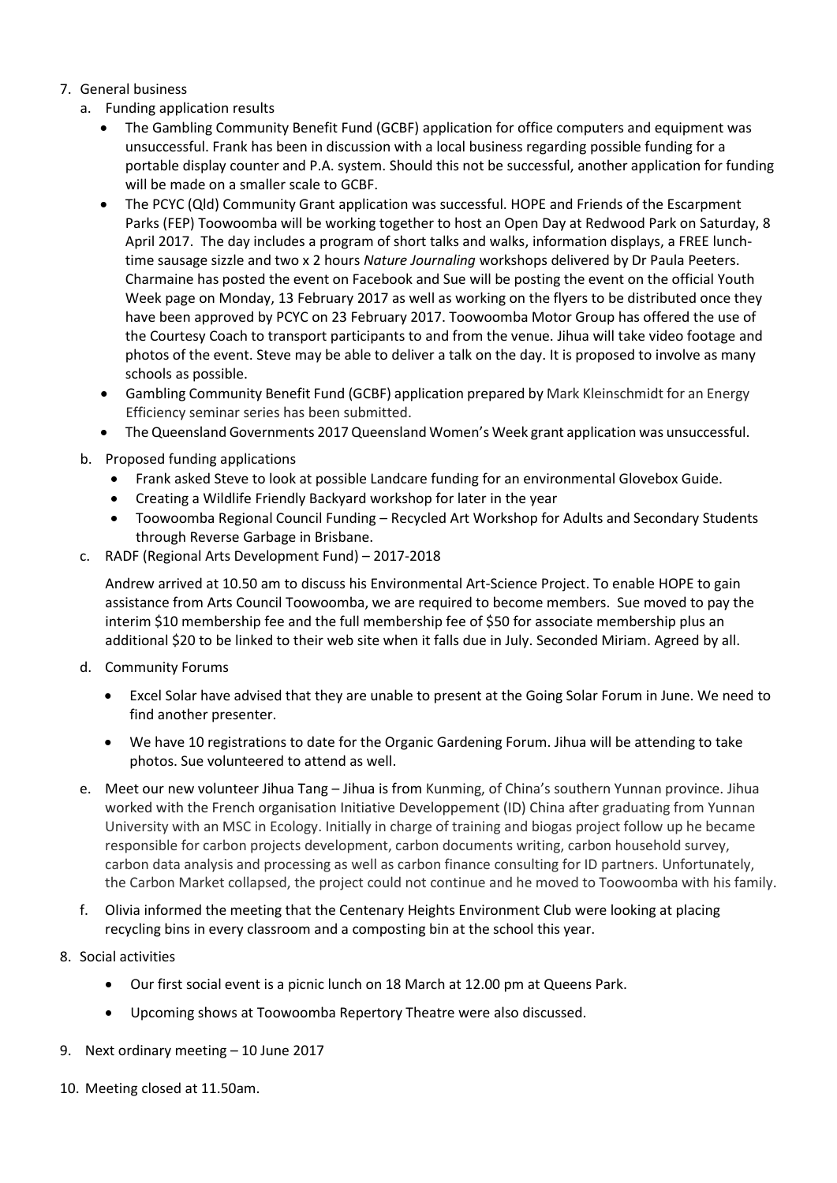7. General business
   a. Funding application results
      - The Gambling Community Benefit Fund (GCBF) application for office computers and equipment was unsuccessful. Frank has been in discussion with a local business regarding possible funding for a portable display counter and P.A. system. Should this not be successful, another application for funding will be made on a smaller scale to GCBF.
      - The PCYC (Qld) Community Grant application was successful. HOPE and Friends of the Escarpment Parks (FEP) Toowoomba will be working together to host an Open Day at Redwood Park on Saturday, 8 April 2017. The day includes a program of short talks and walks, information displays, a FREE lunch-time sausage sizzle and two x 2 hours *Nature Journaling* workshops delivered by Dr Paula Peeters. Charmaine has posted the event on Facebook and Sue will be posting the event on the official Youth Week page on Monday, 13 February 2017 as well as working on the flyers to be distributed once they have been approved by PCYC on 23 February 2017. Toowoomba Motor Group has offered the use of the Courtesy Coach to transport participants to and from the venue. Jihua will take video footage and photos of the event. Steve may be able to deliver a talk on the day. It is proposed to involve as many schools as possible.
      - Gambling Community Benefit Fund (GCBF) application prepared by Mark Kleinschmidt for an Energy Efficiency seminar series has been submitted.
      - The Queensland Governments 2017 Queensland Women's Week grant application was unsuccessful.
   b. Proposed funding applications
      - Frank asked Steve to look at possible Landcare funding for an environmental Glovebox Guide.
      - Creating a Wildlife Friendly Backyard workshop for later in the year
      - Toowoomba Regional Council Funding – Recycled Art Workshop for Adults and Secondary Students through Reverse Garbage in Brisbane.
   c. RADF (Regional Arts Development Fund) – 2017-2018

      Andrew arrived at 10.50 am to discuss his Environmental Art-Science Project. To enable HOPE to gain assistance from Arts Council Toowoomba, we are required to become members. Sue moved to pay the interim $10 membership fee and the full membership fee of $50 for associate membership plus an additional $20 to be linked to their web site when it falls due in July. Seconded Miriam. Agreed by all.
   d. Community Forums
      - Excel Solar have advised that they are unable to present at the Going Solar Forum in June. We need to find another presenter.
      - We have 10 registrations to date for the Organic Gardening Forum. Jihua will be attending to take photos. Sue volunteered to attend as well.
   e. Meet our new volunteer Jihua Tang – Jihua is from Kunming, of China's southern Yunnan province. Jihua worked with the French organisation Initiative Developpement (ID) China after graduating from Yunnan University with an MSC in Ecology. Initially in charge of training and biogas project follow up he became responsible for carbon projects development, carbon documents writing, carbon household survey, carbon data analysis and processing as well as carbon finance consulting for ID partners. Unfortunately, the Carbon Market collapsed, the project could not continue and he moved to Toowoomba with his family.
   f. Olivia informed the meeting that the Centenary Heights Environment Club were looking at placing recycling bins in every classroom and a composting bin at the school this year.
8. Social activities
   - Our first social event is a picnic lunch on 18 March at 12.00 pm at Queens Park.
   - Upcoming shows at Toowoomba Repertory Theatre were also discussed.
9. Next ordinary meeting – 10 June 2017
10. Meeting closed at 11.50am.